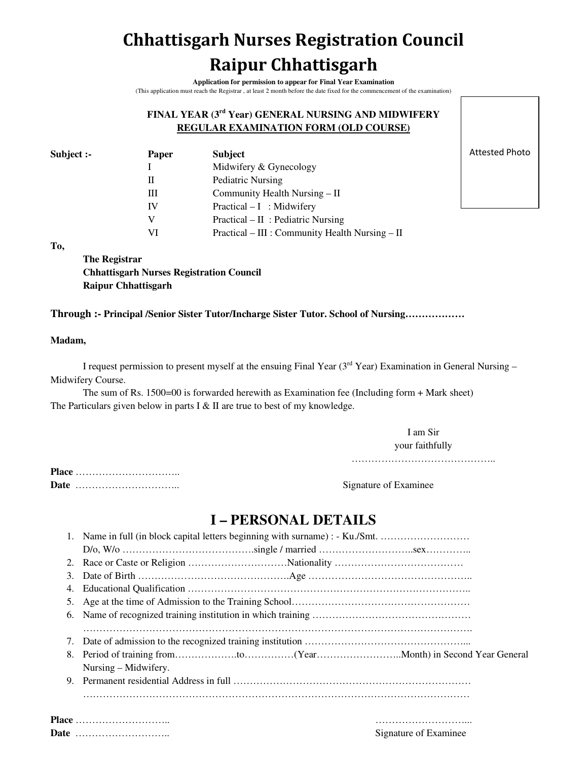# Chhattisgarh Nurses Registration Council
# Raipur Chhattisgarh

**Application for permission to appear for Final Year Examination**

(This application must reach the Registrar , at least 2 month before the date fixed for the commencement of the examination)

**FINAL YEAR (3rd Year) GENERAL NURSING AND MIDWIFERY**
**REGULAR EXAMINATION FORM (OLD COURSE)**

Attested Photo

**Subject :-**

| Paper | Subject |
|---|---|
| I | Midwifery & Gynecology |
| II | Pediatric Nursing |
| III | Community Health Nursing – II |
| IV | Practical – I : Midwifery |
| V | Practical – II : Pediatric Nursing |
| VI | Practical – III : Community Health Nursing – II |

**To,**

**The Registrar**
**Chhattisgarh Nurses Registration Council**
**Raipur Chhattisgarh**

**Through :- Principal /Senior Sister Tutor/Incharge Sister Tutor. School of Nursing………………**

**Madam,**

I request permission to present myself at the ensuing Final Year (3rd Year) Examination in General Nursing – Midwifery Course.

The sum of Rs. 1500=00 is forwarded herewith as Examination fee (Including form + Mark sheet) The Particulars given below in parts I & II are true to best of my knowledge.

I am Sir
your faithfully
……………………………………..

**Place** …………………………..
**Date** …………………………..

Signature of Examinee

## I – PERSONAL DETAILS

1. Name in full (in block capital letters beginning with surname) : - Ku./Smt. ………………………
   D/o, W/o ………………………………….single / married ………………………..sex………….
2. Race or Caste or Religion …………………………Nationality …………………………………
3. Date of Birth ……………………………………….Age …………………………………………..
4. Educational Qualification …………………………………………………………………………..
5. Age at the time of Admission to the Training School……………………………………………
6. Name of recognized training institution in which training ………………………………………… ……………………………………………………………………………………………………….
7. Date of admission to the recognized training institution ……………………………………………...
8. Period of training from……………….to……………(Year……………………..Month) in Second Year General Nursing – Midwifery.
9. Permanent residential Address in full ……………………………………………………………… ……………………………………………………………………………………………………

**Place** ………………………..
**Date** ………………………..

………………………...
Signature of Examinee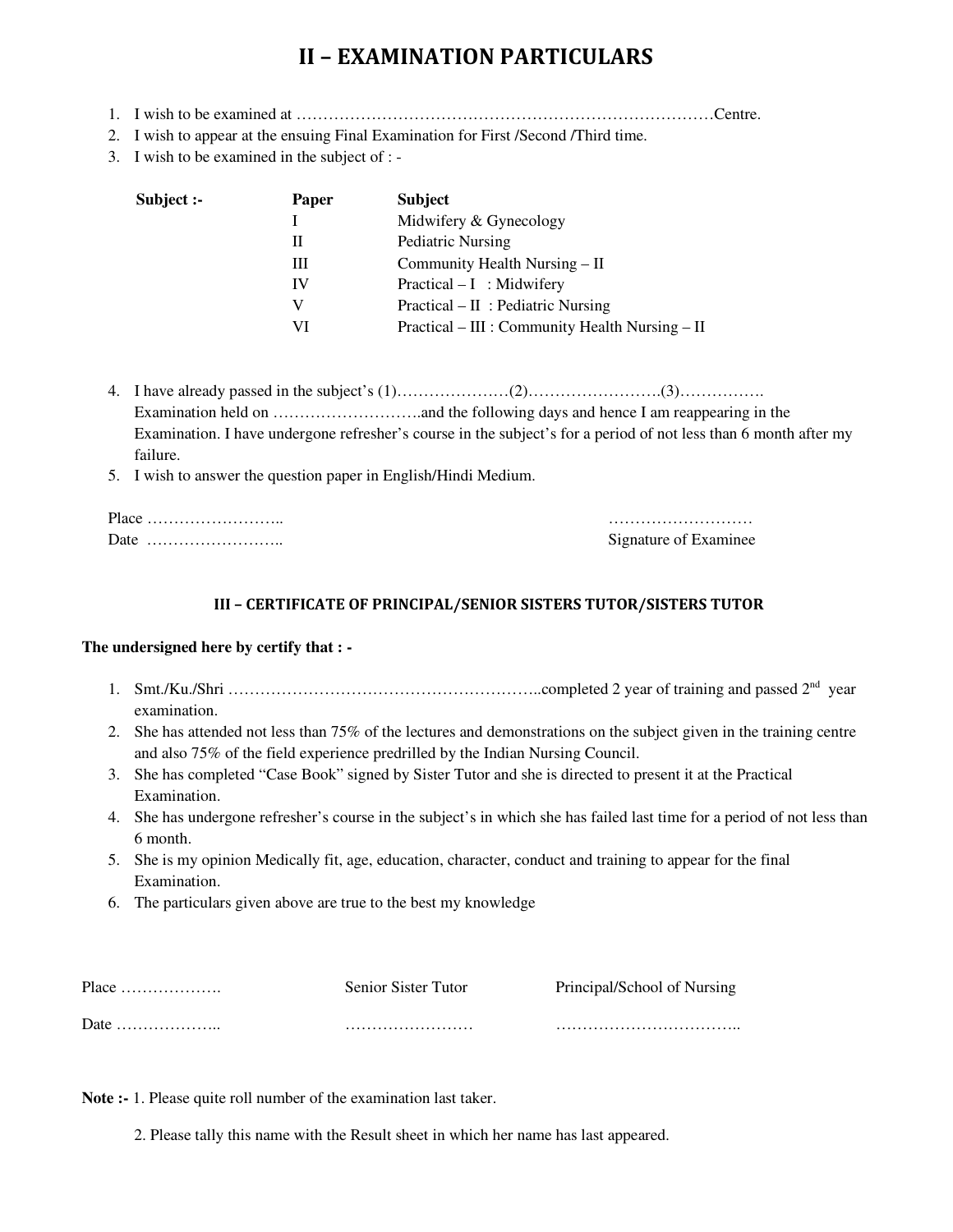# II – EXAMINATION PARTICULARS

1. I wish to be examined at …………………………………………………………………………Centre.
2. I wish to appear at the ensuing Final Examination for First /Second /Third time.
3. I wish to be examined in the subject of : -

| Subject :- | Paper | Subject |
|---|---|---|
| | I | Midwifery & Gynecology |
| | II | Pediatric Nursing |
| | III | Community Health Nursing – II |
| | IV | Practical – I : Midwifery |
| | V | Practical – II : Pediatric Nursing |
| | VI | Practical – III : Community Health Nursing – II |

4. I have already passed in the subject's (1)…………………(2)…………………….(3)…………….
   Examination held on ……………………….and the following days and hence I am reappearing in the Examination. I have undergone refresher's course in the subject's for a period of not less than 6 month after my failure.
5. I wish to answer the question paper in English/Hindi Medium.

Place ……………………..

Date ……………………..

………………………

Signature of Examinee

### III – CERTIFICATE OF PRINCIPAL/SENIOR SISTERS TUTOR/SISTERS TUTOR

**The undersigned here by certify that : -**

1. Smt./Ku./Shri …………………………………………………..completed 2 year of training and passed 2nd year examination.
2. She has attended not less than 75% of the lectures and demonstrations on the subject given in the training centre and also 75% of the field experience predrilled by the Indian Nursing Council.
3. She has completed "Case Book" signed by Sister Tutor and she is directed to present it at the Practical Examination.
4. She has undergone refresher's course in the subject's in which she has failed last time for a period of not less than 6 month.
5. She is my opinion Medically fit, age, education, character, conduct and training to appear for the final Examination.
6. The particulars given above are true to the best my knowledge

Place ……………….  Senior Sister Tutor  Principal/School of Nursing

Date ………………..  ……………………  ……………………………..

**Note :-** 1. Please quite roll number of the examination last taker.

2. Please tally this name with the Result sheet in which her name has last appeared.